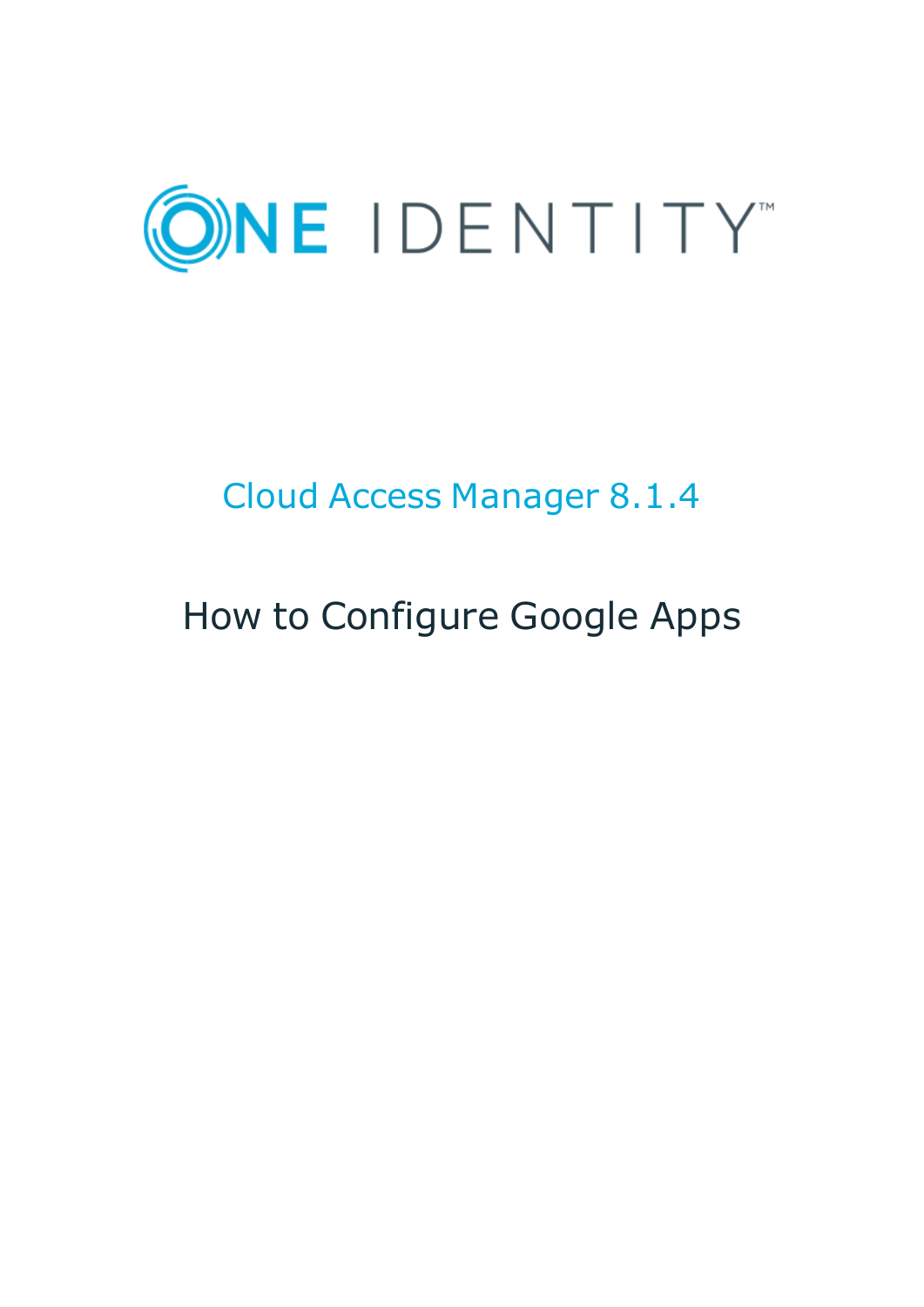# ONE IDENTITY™

## Cloud Access Manager 8.1.4

# How to Configure Google Apps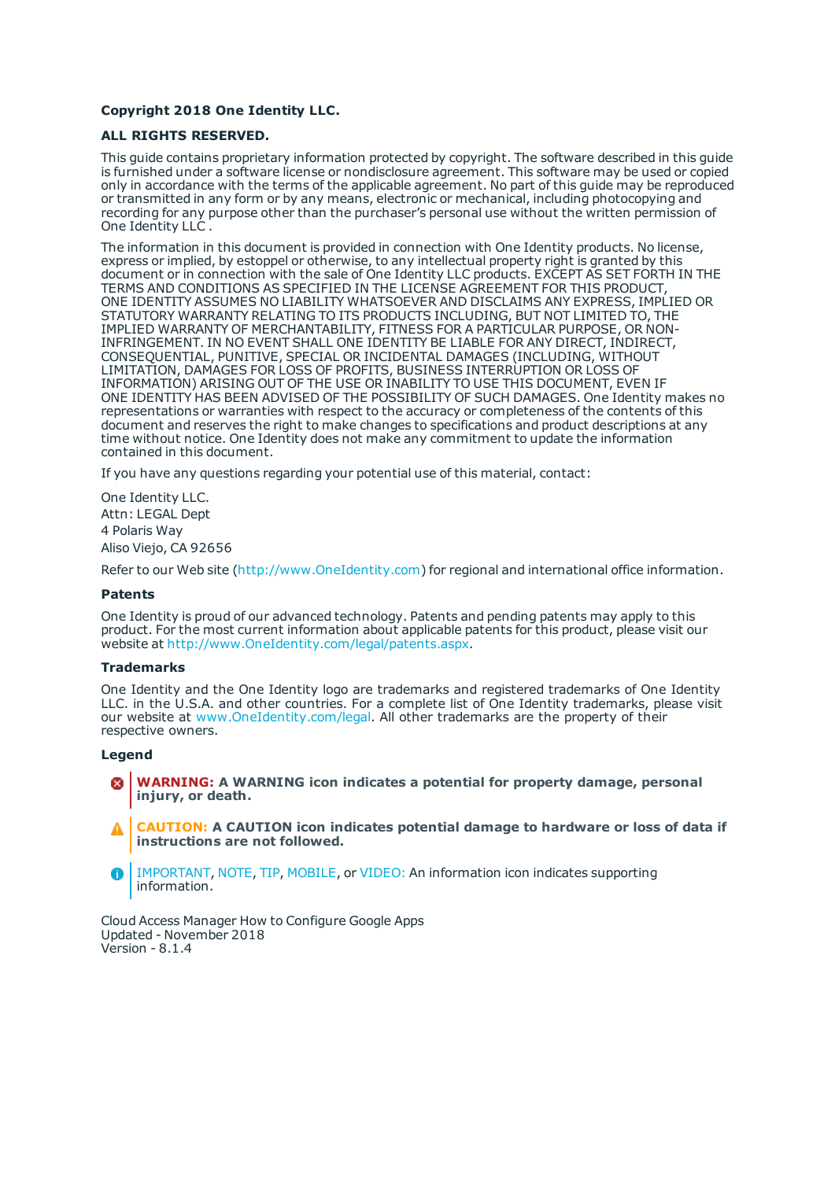**Copyright 2018 One Identity LLC.**

**ALL RIGHTS RESERVED.**

This guide contains proprietary information protected by copyright. The software described in this guide is furnished under a software license or nondisclosure agreement. This software may be used or copied only in accordance with the terms of the applicable agreement. No part of this guide may be reproduced or transmitted in any form or by any means, electronic or mechanical, including photocopying and recording for any purpose other than the purchaser's personal use without the written permission of One Identity LLC .

The information in this document is provided in connection with One Identity products. No license, express or implied, by estoppel or otherwise, to any intellectual property right is granted by this document or in connection with the sale of One Identity LLC products. EXCEPT AS SET FORTH IN THE TERMS AND CONDITIONS AS SPECIFIED IN THE LICENSE AGREEMENT FOR THIS PRODUCT, ONE IDENTITY ASSUMES NO LIABILITY WHATSOEVER AND DISCLAIMS ANY EXPRESS, IMPLIED OR STATUTORY WARRANTY RELATING TO ITS PRODUCTS INCLUDING, BUT NOT LIMITED TO, THE IMPLIED WARRANTY OF MERCHANTABILITY, FITNESS FOR A PARTICULAR PURPOSE, OR NON-INFRINGEMENT. IN NO EVENT SHALL ONE IDENTITY BE LIABLE FOR ANY DIRECT, INDIRECT, CONSEQUENTIAL, PUNITIVE, SPECIAL OR INCIDENTAL DAMAGES (INCLUDING, WITHOUT LIMITATION, DAMAGES FOR LOSS OF PROFITS, BUSINESS INTERRUPTION OR LOSS OF INFORMATION) ARISING OUT OF THE USE OR INABILITY TO USE THIS DOCUMENT, EVEN IF ONE IDENTITY HAS BEEN ADVISED OF THE POSSIBILITY OF SUCH DAMAGES. One Identity makes no representations or warranties with respect to the accuracy or completeness of the contents of this document and reserves the right to make changes to specifications and product descriptions at any time without notice. One Identity does not make any commitment to update the information contained in this document.

If you have any questions regarding your potential use of this material, contact:

One Identity LLC.
Attn: LEGAL Dept
4 Polaris Way
Aliso Viejo, CA 92656

Refer to our Web site (http://www.OneIdentity.com) for regional and international office information.

**Patents**

One Identity is proud of our advanced technology. Patents and pending patents may apply to this product. For the most current information about applicable patents for this product, please visit our website at http://www.OneIdentity.com/legal/patents.aspx.

**Trademarks**

One Identity and the One Identity logo are trademarks and registered trademarks of One Identity LLC. in the U.S.A. and other countries. For a complete list of One Identity trademarks, please visit our website at www.OneIdentity.com/legal. All other trademarks are the property of their respective owners.

**Legend**

**WARNING: A WARNING icon indicates a potential for property damage, personal injury, or death.**

**CAUTION: A CAUTION icon indicates potential damage to hardware or loss of data if instructions are not followed.**

IMPORTANT, NOTE, TIP, MOBILE, or VIDEO: An information icon indicates supporting information.

Cloud Access Manager How to Configure Google Apps
Updated - November 2018
Version - 8.1.4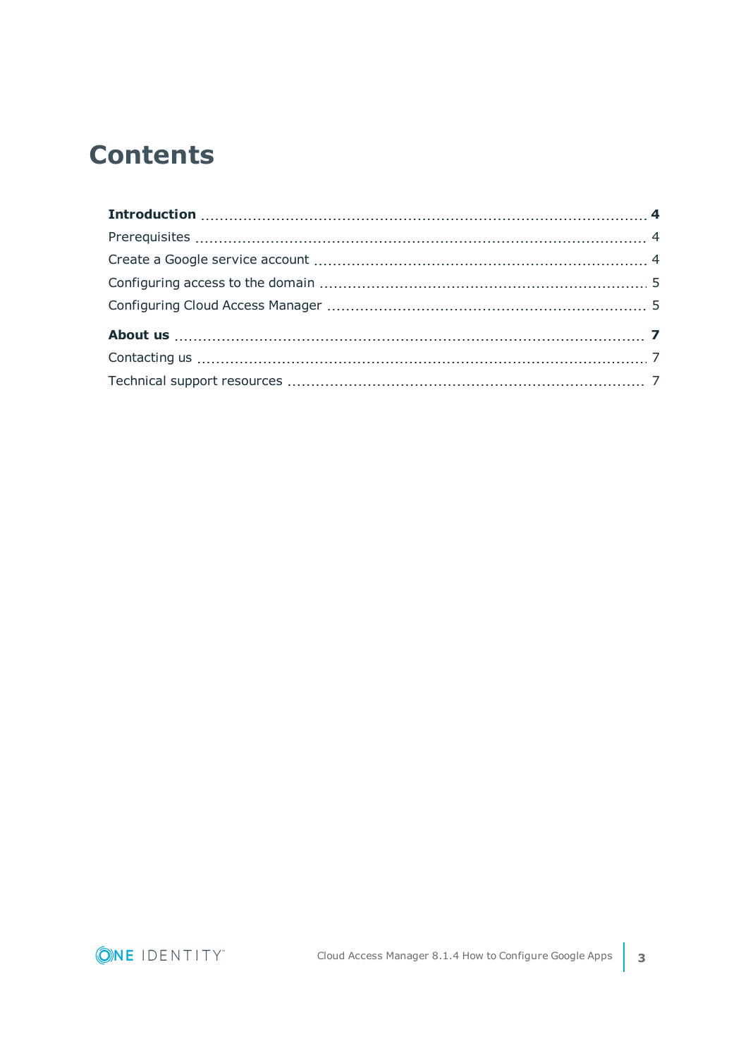# Contents

**Introduction** **4**

Prerequisites 4

Create a Google service account 4

Configuring access to the domain 5

Configuring Cloud Access Manager 5

**About us** **7**

Contacting us 7

Technical support resources 7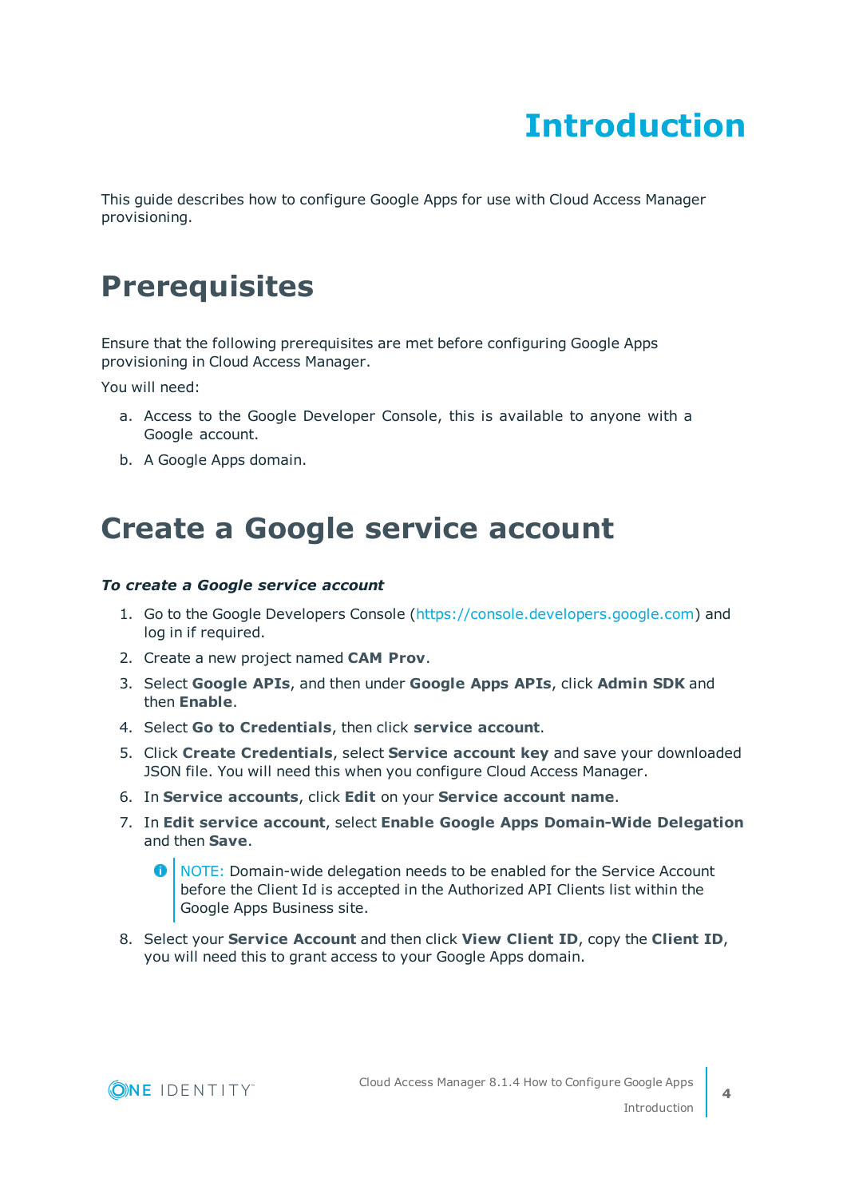# Introduction

This guide describes how to configure Google Apps for use with Cloud Access Manager provisioning.

## Prerequisites

Ensure that the following prerequisites are met before configuring Google Apps provisioning in Cloud Access Manager.

You will need:

a. Access to the Google Developer Console, this is available to anyone with a Google account.

b. A Google Apps domain.

## Create a Google service account

***To create a Google service account***

1. Go to the Google Developers Console (https://console.developers.google.com) and log in if required.
2. Create a new project named **CAM Prov**.
3. Select **Google APIs**, and then under **Google Apps APIs**, click **Admin SDK** and then **Enable**.
4. Select **Go to Credentials**, then click **service account**.
5. Click **Create Credentials**, select **Service account key** and save your downloaded JSON file. You will need this when you configure Cloud Access Manager.
6. In **Service accounts**, click **Edit** on your **Service account name**.
7. In **Edit service account**, select **Enable Google Apps Domain-Wide Delegation** and then **Save**.

   NOTE: Domain-wide delegation needs to be enabled for the Service Account before the Client Id is accepted in the Authorized API Clients list within the Google Apps Business site.

8. Select your **Service Account** and then click **View Client ID**, copy the **Client ID**, you will need this to grant access to your Google Apps domain.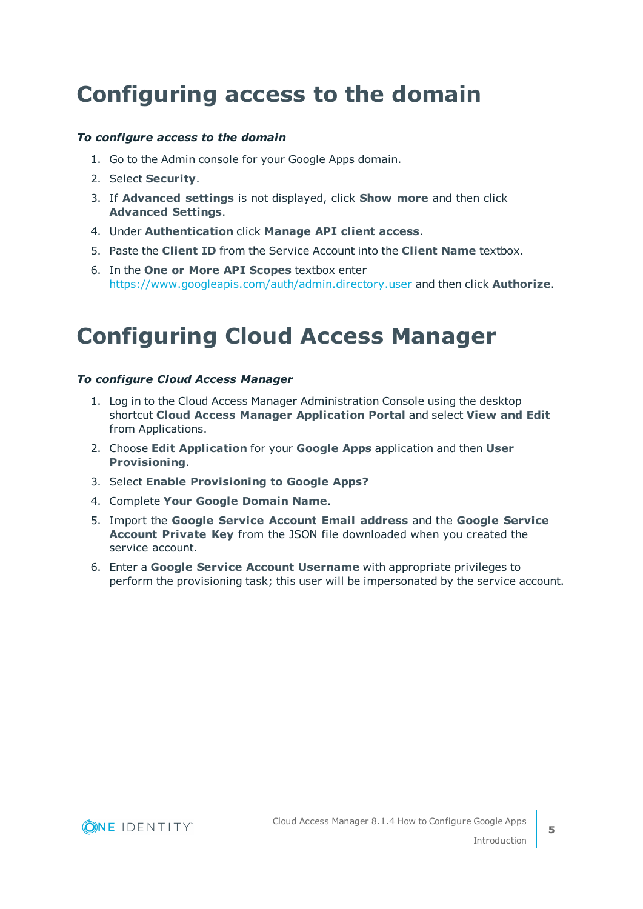# Configuring access to the domain

***To configure access to the domain***

1. Go to the Admin console for your Google Apps domain.
2. Select **Security**.
3. If **Advanced settings** is not displayed, click **Show more** and then click **Advanced Settings**.
4. Under **Authentication** click **Manage API client access**.
5. Paste the **Client ID** from the Service Account into the **Client Name** textbox.
6. In the **One or More API Scopes** textbox enter https://www.googleapis.com/auth/admin.directory.user and then click **Authorize**.

# Configuring Cloud Access Manager

***To configure Cloud Access Manager***

1. Log in to the Cloud Access Manager Administration Console using the desktop shortcut **Cloud Access Manager Application Portal** and select **View and Edit** from Applications.
2. Choose **Edit Application** for your **Google Apps** application and then **User Provisioning**.
3. Select **Enable Provisioning to Google Apps?**
4. Complete **Your Google Domain Name**.
5. Import the **Google Service Account Email address** and the **Google Service Account Private Key** from the JSON file downloaded when you created the service account.
6. Enter a **Google Service Account Username** with appropriate privileges to perform the provisioning task; this user will be impersonated by the service account.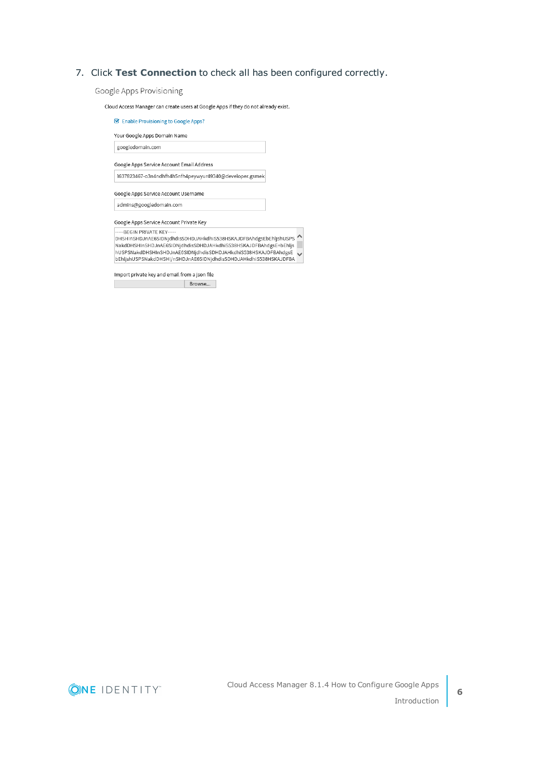7. Click **Test Connection** to check all has been configured correctly.

Google Apps Provisioning

Cloud Access Manager can create users at Google Apps if they do not already exist.

☑ Enable Provisioning to Google Apps?

Your Google Apps Domain Name

googledomain.com

Google Apps Service Account Email Address

3637823467-o3n4ndhfh4h5nfh4peywyur49340@developer.gsmek

Google Apps Service Account Username

admins@googledomain.com

Google Apps Service Account Private Key

```
-----BEGIN PRIVATE KEY-----
DHSHInSHDJnAE6SIDNjdhdisSDHDJAHkdhiS538HSKAJDFBAhdgsEbEhljshUSPS
NakdDHSHInSHDJnAE6SIDNjdhdisSDHDJAHkdhiS538HSKAJDFBAhdgsE+bEhljs
hUSPSNakdDHSHInSHDJnAE6SIDNjdhdisSDHDJAHkdhiS538HSKAJDFBAhdgsE
bEhljshUSPSNakdDHSHI/nSHDJnAE6SIDNjdhdisSDHDJAHkdhiS538HSKAJDFBA
```

Import private key and email from a json file

Browse...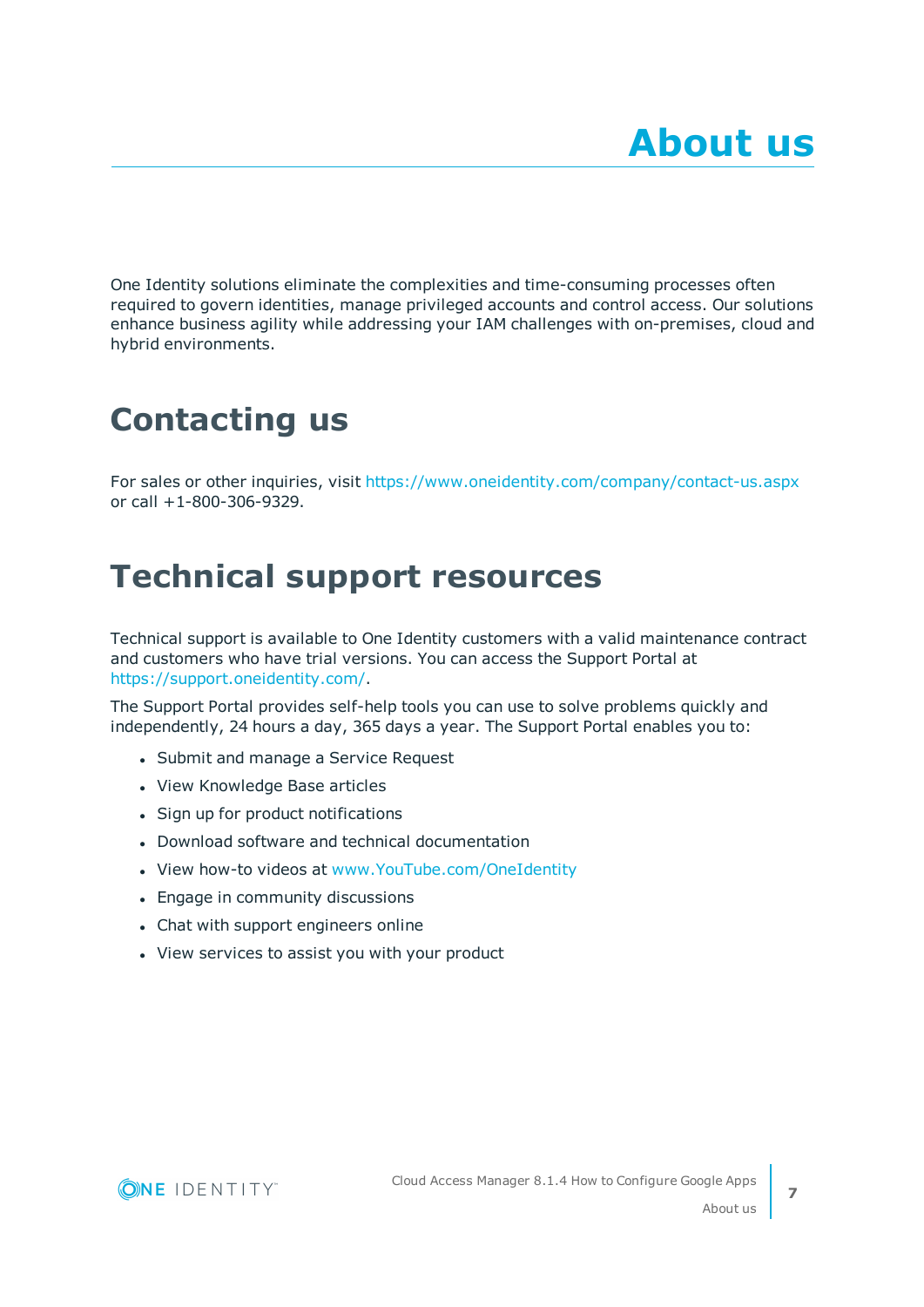# About us

One Identity solutions eliminate the complexities and time-consuming processes often required to govern identities, manage privileged accounts and control access. Our solutions enhance business agility while addressing your IAM challenges with on-premises, cloud and hybrid environments.

## Contacting us

For sales or other inquiries, visit https://www.oneidentity.com/company/contact-us.aspx or call +1-800-306-9329.

## Technical support resources

Technical support is available to One Identity customers with a valid maintenance contract and customers who have trial versions. You can access the Support Portal at https://support.oneidentity.com/.

The Support Portal provides self-help tools you can use to solve problems quickly and independently, 24 hours a day, 365 days a year. The Support Portal enables you to:

- Submit and manage a Service Request
- View Knowledge Base articles
- Sign up for product notifications
- Download software and technical documentation
- View how-to videos at www.YouTube.com/OneIdentity
- Engage in community discussions
- Chat with support engineers online
- View services to assist you with your product